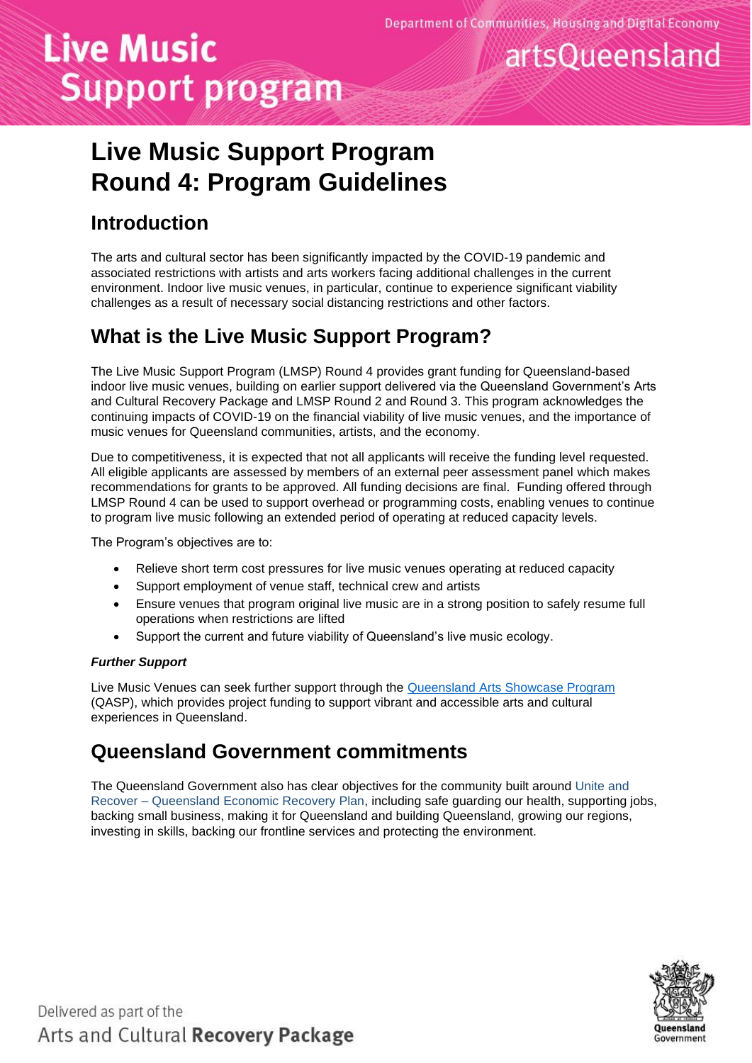# Live Music Support Program Round 4: Program Guidelines

## Introduction

The arts and cultural sector has been significantly impacted by the COVID-19 pandemic and associated restrictions with artists and arts workers facing additional challenges in the current environment. Indoor live music venues, in particular, continue to experience significant viability challenges as a result of necessary social distancing restrictions and other factors.

## What is the Live Music Support Program?

The Live Music Support Program (LMSP) Round 4 provides grant funding for Queensland-based indoor live music venues, building on earlier support delivered via the Queensland Government's Arts and Cultural Recovery Package and LMSP Round 2 and Round 3. This program acknowledges the continuing impacts of COVID-19 on the financial viability of live music venues, and the importance of music venues for Queensland communities, artists, and the economy.

Due to competitiveness, it is expected that not all applicants will receive the funding level requested. All eligible applicants are assessed by members of an external peer assessment panel which makes recommendations for grants to be approved. All funding decisions are final. Funding offered through LMSP Round 4 can be used to support overhead or programming costs, enabling venues to continue to program live music following an extended period of operating at reduced capacity levels.

The Program's objectives are to:

- Relieve short term cost pressures for live music venues operating at reduced capacity
- Support employment of venue staff, technical crew and artists
- Ensure venues that program original live music are in a strong position to safely resume full operations when restrictions are lifted
- Support the current and future viability of Queensland's live music ecology.

***Further Support***

Live Music Venues can seek further support through the Queensland Arts Showcase Program (QASP), which provides project funding to support vibrant and accessible arts and cultural experiences in Queensland.

## Queensland Government commitments

The Queensland Government also has clear objectives for the community built around Unite and Recover – Queensland Economic Recovery Plan, including safe guarding our health, supporting jobs, backing small business, making it for Queensland and building Queensland, growing our regions, investing in skills, backing our frontline services and protecting the environment.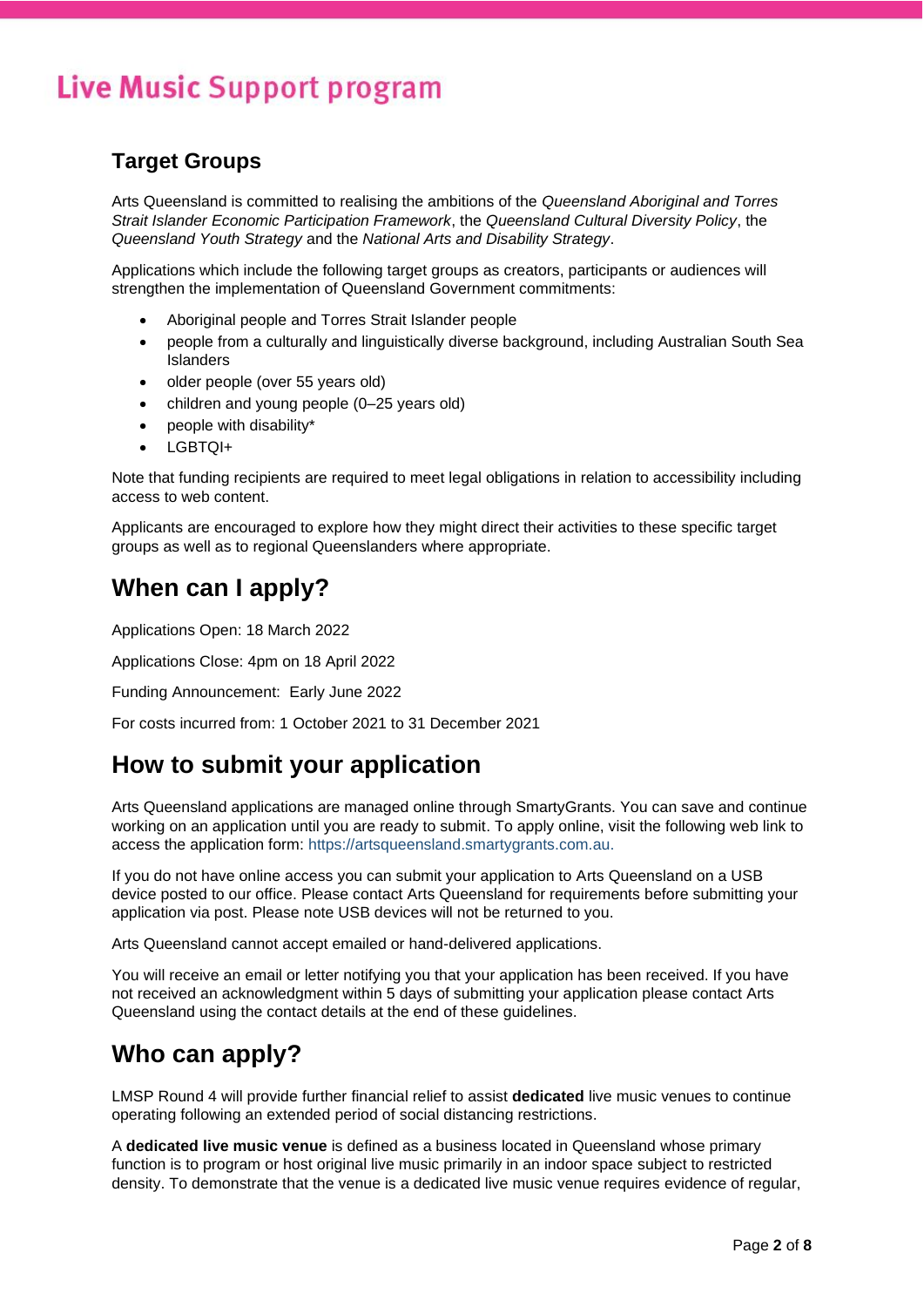## Target Groups

Arts Queensland is committed to realising the ambitions of the *Queensland Aboriginal and Torres Strait Islander Economic Participation Framework*, the *Queensland Cultural Diversity Policy*, the *Queensland Youth Strategy* and the *National Arts and Disability Strategy*.

Applications which include the following target groups as creators, participants or audiences will strengthen the implementation of Queensland Government commitments:

- Aboriginal people and Torres Strait Islander people
- people from a culturally and linguistically diverse background, including Australian South Sea Islanders
- older people (over 55 years old)
- children and young people (0–25 years old)
- people with disability*
- LGBTQI+

Note that funding recipients are required to meet legal obligations in relation to accessibility including access to web content.

Applicants are encouraged to explore how they might direct their activities to these specific target groups as well as to regional Queenslanders where appropriate.

## When can I apply?

Applications Open: 18 March 2022

Applications Close: 4pm on 18 April 2022

Funding Announcement: Early June 2022

For costs incurred from: 1 October 2021 to 31 December 2021

## How to submit your application

Arts Queensland applications are managed online through SmartyGrants. You can save and continue working on an application until you are ready to submit. To apply online, visit the following web link to access the application form: https://artsqueensland.smartygrants.com.au.

If you do not have online access you can submit your application to Arts Queensland on a USB device posted to our office. Please contact Arts Queensland for requirements before submitting your application via post. Please note USB devices will not be returned to you.

Arts Queensland cannot accept emailed or hand-delivered applications.

You will receive an email or letter notifying you that your application has been received. If you have not received an acknowledgment within 5 days of submitting your application please contact Arts Queensland using the contact details at the end of these guidelines.

## Who can apply?

LMSP Round 4 will provide further financial relief to assist **dedicated** live music venues to continue operating following an extended period of social distancing restrictions.

A **dedicated live music venue** is defined as a business located in Queensland whose primary function is to program or host original live music primarily in an indoor space subject to restricted density. To demonstrate that the venue is a dedicated live music venue requires evidence of regular,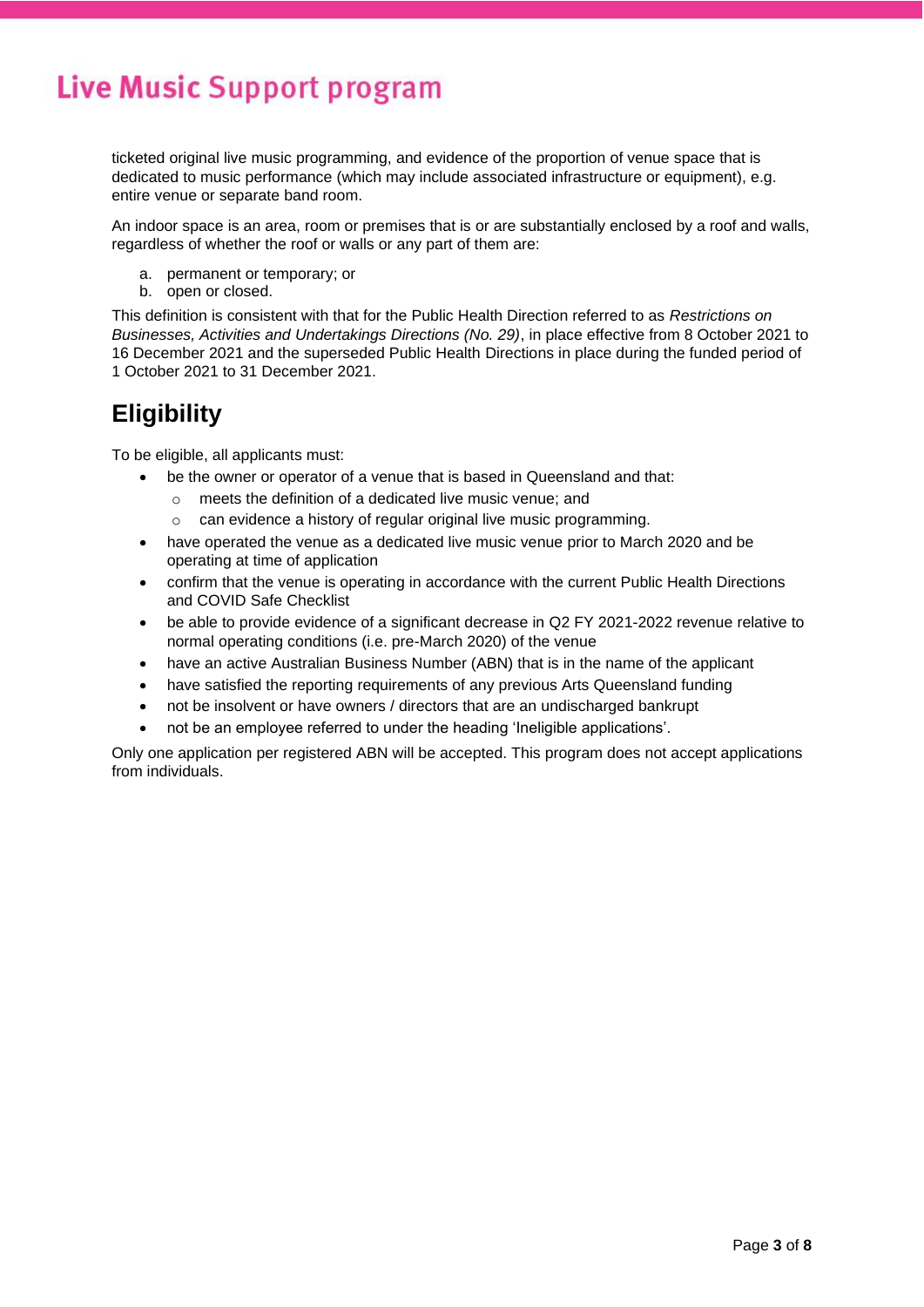ticketed original live music programming, and evidence of the proportion of venue space that is dedicated to music performance (which may include associated infrastructure or equipment), e.g. entire venue or separate band room.

An indoor space is an area, room or premises that is or are substantially enclosed by a roof and walls, regardless of whether the roof or walls or any part of them are:

a. permanent or temporary; or
b. open or closed.

This definition is consistent with that for the Public Health Direction referred to as *Restrictions on Businesses, Activities and Undertakings Directions (No. 29)*, in place effective from 8 October 2021 to 16 December 2021 and the superseded Public Health Directions in place during the funded period of 1 October 2021 to 31 December 2021.

## Eligibility

To be eligible, all applicants must:

- be the owner or operator of a venue that is based in Queensland and that:
  - meets the definition of a dedicated live music venue; and
  - can evidence a history of regular original live music programming.
- have operated the venue as a dedicated live music venue prior to March 2020 and be operating at time of application
- confirm that the venue is operating in accordance with the current Public Health Directions and COVID Safe Checklist
- be able to provide evidence of a significant decrease in Q2 FY 2021-2022 revenue relative to normal operating conditions (i.e. pre-March 2020) of the venue
- have an active Australian Business Number (ABN) that is in the name of the applicant
- have satisfied the reporting requirements of any previous Arts Queensland funding
- not be insolvent or have owners / directors that are an undischarged bankrupt
- not be an employee referred to under the heading 'Ineligible applications'.

Only one application per registered ABN will be accepted. This program does not accept applications from individuals.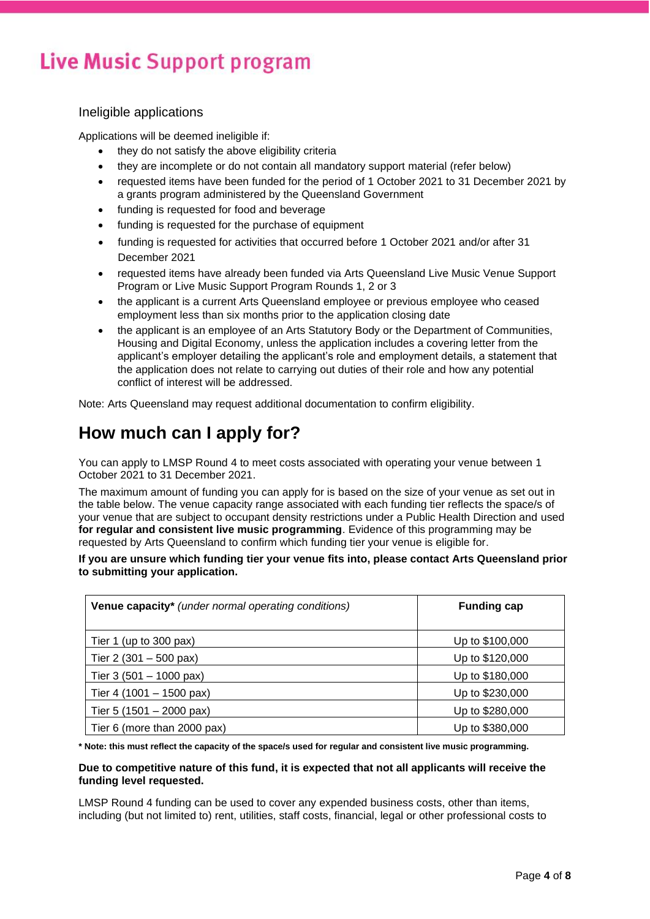### Ineligible applications

Applications will be deemed ineligible if:

- they do not satisfy the above eligibility criteria
- they are incomplete or do not contain all mandatory support material (refer below)
- requested items have been funded for the period of 1 October 2021 to 31 December 2021 by a grants program administered by the Queensland Government
- funding is requested for food and beverage
- funding is requested for the purchase of equipment
- funding is requested for activities that occurred before 1 October 2021 and/or after 31 December 2021
- requested items have already been funded via Arts Queensland Live Music Venue Support Program or Live Music Support Program Rounds 1, 2 or 3
- the applicant is a current Arts Queensland employee or previous employee who ceased employment less than six months prior to the application closing date
- the applicant is an employee of an Arts Statutory Body or the Department of Communities, Housing and Digital Economy, unless the application includes a covering letter from the applicant's employer detailing the applicant's role and employment details, a statement that the application does not relate to carrying out duties of their role and how any potential conflict of interest will be addressed.

Note: Arts Queensland may request additional documentation to confirm eligibility.

## How much can I apply for?

You can apply to LMSP Round 4 to meet costs associated with operating your venue between 1 October 2021 to 31 December 2021.

The maximum amount of funding you can apply for is based on the size of your venue as set out in the table below. The venue capacity range associated with each funding tier reflects the space/s of your venue that are subject to occupant density restrictions under a Public Health Direction and used **for regular and consistent live music programming**. Evidence of this programming may be requested by Arts Queensland to confirm which funding tier your venue is eligible for.

**If you are unsure which funding tier your venue fits into, please contact Arts Queensland prior to submitting your application.**

| **Venue capacity*** *(under normal operating conditions)* | **Funding cap** |
|---|---|
| Tier 1 (up to 300 pax) | Up to $100,000 |
| Tier 2 (301 – 500 pax) | Up to $120,000 |
| Tier 3 (501 – 1000 pax) | Up to $180,000 |
| Tier 4 (1001 – 1500 pax) | Up to $230,000 |
| Tier 5 (1501 – 2000 pax) | Up to $280,000 |
| Tier 6 (more than 2000 pax) | Up to $380,000 |

**\* Note: this must reflect the capacity of the space/s used for regular and consistent live music programming.**

**Due to competitive nature of this fund, it is expected that not all applicants will receive the funding level requested.**

LMSP Round 4 funding can be used to cover any expended business costs, other than items, including (but not limited to) rent, utilities, staff costs, financial, legal or other professional costs to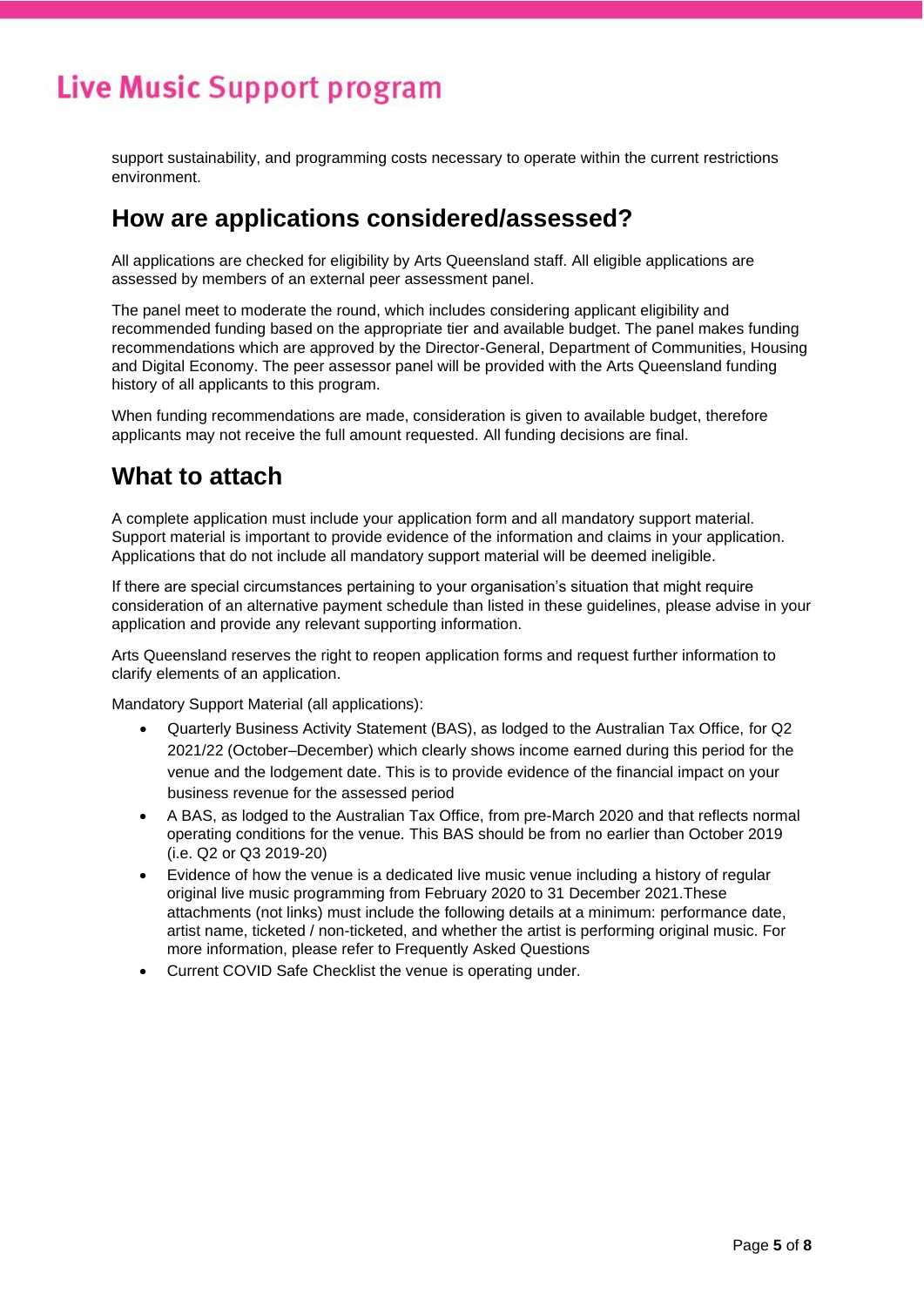support sustainability, and programming costs necessary to operate within the current restrictions environment.

## How are applications considered/assessed?

All applications are checked for eligibility by Arts Queensland staff. All eligible applications are assessed by members of an external peer assessment panel.

The panel meet to moderate the round, which includes considering applicant eligibility and recommended funding based on the appropriate tier and available budget. The panel makes funding recommendations which are approved by the Director-General, Department of Communities, Housing and Digital Economy. The peer assessor panel will be provided with the Arts Queensland funding history of all applicants to this program.

When funding recommendations are made, consideration is given to available budget, therefore applicants may not receive the full amount requested. All funding decisions are final.

## What to attach

A complete application must include your application form and all mandatory support material. Support material is important to provide evidence of the information and claims in your application. Applications that do not include all mandatory support material will be deemed ineligible.

If there are special circumstances pertaining to your organisation's situation that might require consideration of an alternative payment schedule than listed in these guidelines, please advise in your application and provide any relevant supporting information.

Arts Queensland reserves the right to reopen application forms and request further information to clarify elements of an application.

Mandatory Support Material (all applications):

- Quarterly Business Activity Statement (BAS), as lodged to the Australian Tax Office, for Q2 2021/22 (October–December) which clearly shows income earned during this period for the venue and the lodgement date. This is to provide evidence of the financial impact on your business revenue for the assessed period
- A BAS, as lodged to the Australian Tax Office, from pre-March 2020 and that reflects normal operating conditions for the venue. This BAS should be from no earlier than October 2019 (i.e. Q2 or Q3 2019-20)
- Evidence of how the venue is a dedicated live music venue including a history of regular original live music programming from February 2020 to 31 December 2021.These attachments (not links) must include the following details at a minimum: performance date, artist name, ticketed / non-ticketed, and whether the artist is performing original music. For more information, please refer to Frequently Asked Questions
- Current COVID Safe Checklist the venue is operating under.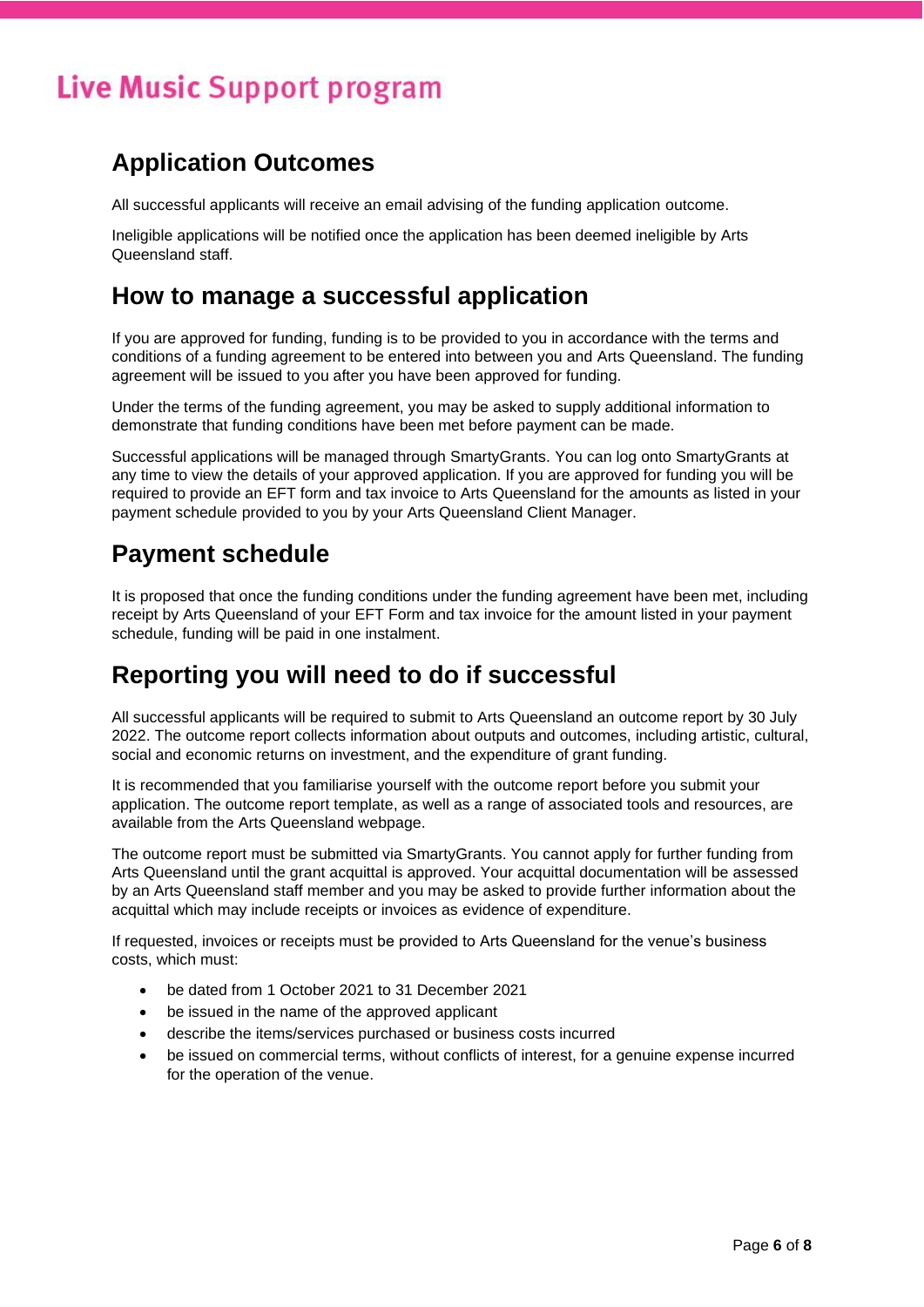## Application Outcomes

All successful applicants will receive an email advising of the funding application outcome.

Ineligible applications will be notified once the application has been deemed ineligible by Arts Queensland staff.

## How to manage a successful application

If you are approved for funding, funding is to be provided to you in accordance with the terms and conditions of a funding agreement to be entered into between you and Arts Queensland. The funding agreement will be issued to you after you have been approved for funding.

Under the terms of the funding agreement, you may be asked to supply additional information to demonstrate that funding conditions have been met before payment can be made.

Successful applications will be managed through SmartyGrants. You can log onto SmartyGrants at any time to view the details of your approved application. If you are approved for funding you will be required to provide an EFT form and tax invoice to Arts Queensland for the amounts as listed in your payment schedule provided to you by your Arts Queensland Client Manager.

## Payment schedule

It is proposed that once the funding conditions under the funding agreement have been met, including receipt by Arts Queensland of your EFT Form and tax invoice for the amount listed in your payment schedule, funding will be paid in one instalment.

## Reporting you will need to do if successful

All successful applicants will be required to submit to Arts Queensland an outcome report by 30 July 2022. The outcome report collects information about outputs and outcomes, including artistic, cultural, social and economic returns on investment, and the expenditure of grant funding.

It is recommended that you familiarise yourself with the outcome report before you submit your application. The outcome report template, as well as a range of associated tools and resources, are available from the Arts Queensland webpage.

The outcome report must be submitted via SmartyGrants. You cannot apply for further funding from Arts Queensland until the grant acquittal is approved. Your acquittal documentation will be assessed by an Arts Queensland staff member and you may be asked to provide further information about the acquittal which may include receipts or invoices as evidence of expenditure.

If requested, invoices or receipts must be provided to Arts Queensland for the venue's business costs, which must:

- be dated from 1 October 2021 to 31 December 2021
- be issued in the name of the approved applicant
- describe the items/services purchased or business costs incurred
- be issued on commercial terms, without conflicts of interest, for a genuine expense incurred for the operation of the venue.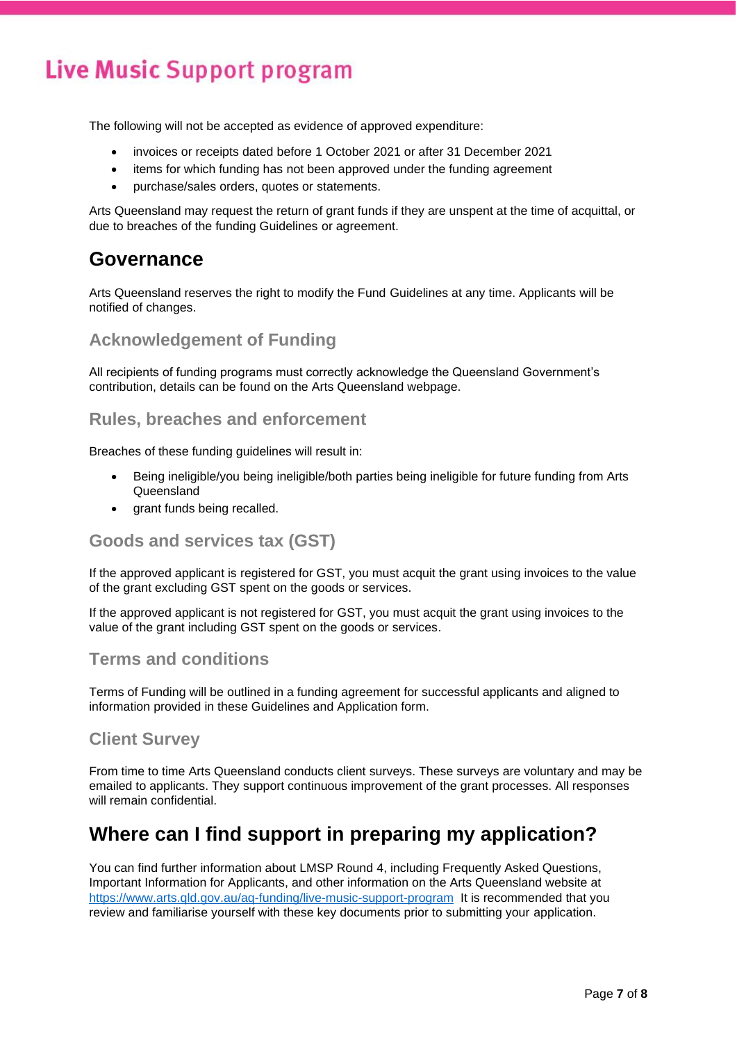The following will not be accepted as evidence of approved expenditure:

- invoices or receipts dated before 1 October 2021 or after 31 December 2021
- items for which funding has not been approved under the funding agreement
- purchase/sales orders, quotes or statements.

Arts Queensland may request the return of grant funds if they are unspent at the time of acquittal, or due to breaches of the funding Guidelines or agreement.

## Governance

Arts Queensland reserves the right to modify the Fund Guidelines at any time. Applicants will be notified of changes.

### Acknowledgement of Funding

All recipients of funding programs must correctly acknowledge the Queensland Government's contribution, details can be found on the Arts Queensland webpage.

### Rules, breaches and enforcement

Breaches of these funding guidelines will result in:

- Being ineligible/you being ineligible/both parties being ineligible for future funding from Arts Queensland
- grant funds being recalled.

### Goods and services tax (GST)

If the approved applicant is registered for GST, you must acquit the grant using invoices to the value of the grant excluding GST spent on the goods or services.

If the approved applicant is not registered for GST, you must acquit the grant using invoices to the value of the grant including GST spent on the goods or services.

### Terms and conditions

Terms of Funding will be outlined in a funding agreement for successful applicants and aligned to information provided in these Guidelines and Application form.

### Client Survey

From time to time Arts Queensland conducts client surveys. These surveys are voluntary and may be emailed to applicants. They support continuous improvement of the grant processes. All responses will remain confidential.

## Where can I find support in preparing my application?

You can find further information about LMSP Round 4, including Frequently Asked Questions, Important Information for Applicants, and other information on the Arts Queensland website at [https://www.arts.qld.gov.au/aq-funding/live-music-support-program](https://www.arts.qld.gov.au/aq-funding/live-music-support-program) It is recommended that you review and familiarise yourself with these key documents prior to submitting your application.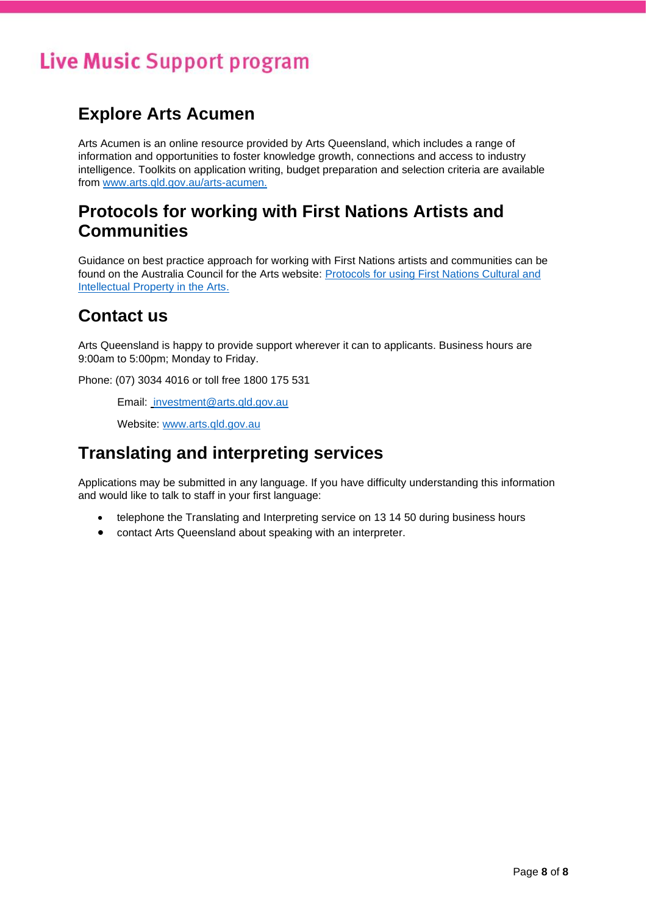## Explore Arts Acumen

Arts Acumen is an online resource provided by Arts Queensland, which includes a range of information and opportunities to foster knowledge growth, connections and access to industry intelligence. Toolkits on application writing, budget preparation and selection criteria are available from [www.arts.qld.gov.au/arts-acumen.](www.arts.qld.gov.au/arts-acumen)

## Protocols for working with First Nations Artists and Communities

Guidance on best practice approach for working with First Nations artists and communities can be found on the Australia Council for the Arts website: Protocols for using First Nations Cultural and Intellectual Property in the Arts.

## Contact us

Arts Queensland is happy to provide support wherever it can to applicants. Business hours are 9:00am to 5:00pm; Monday to Friday.

Phone: (07) 3034 4016 or toll free 1800 175 531

Email: investment@arts.qld.gov.au

Website: www.arts.qld.gov.au

## Translating and interpreting services

Applications may be submitted in any language. If you have difficulty understanding this information and would like to talk to staff in your first language:

- telephone the Translating and Interpreting service on 13 14 50 during business hours
- contact Arts Queensland about speaking with an interpreter.